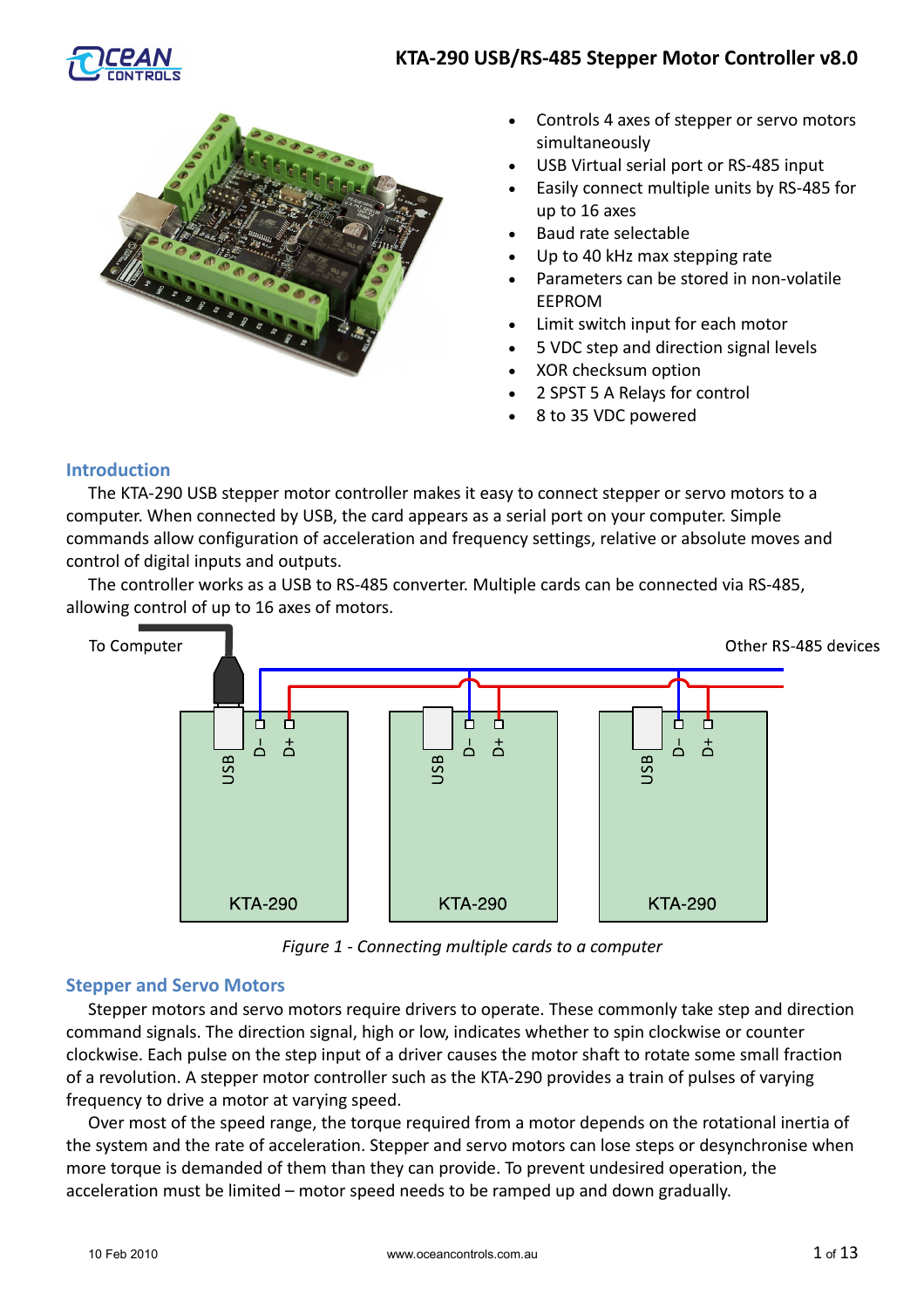# KTA-290 USB/RS-485 Stepper Motor Controller v8.0

- Controls 4 axes of stepper or servo motors simultaneously
- USB Virtual serial port or RS-485 input
- Easily connect multiple units by RS-485 for up to 16 axes
- Baud rate selectable
- Up to 40 kHz max stepping rate
- Parameters can be stored in non-volatile EEPROM
- Limit switch input for each motor
- 5 VDC step and direction signal levels
- XOR checksum option
- 2 SPST 5 A Relays for control
- 8 to 35 VDC powered

## Introduction

The KTA-290 USB stepper motor controller makes it easy to connect stepper or servo motors to a computer. When connected by USB, the card appears as a serial port on your computer. Simple commands allow configuration of acceleration and frequency settings, relative or absolute moves and control of digital inputs and outputs.

The controller works as a USB to RS-485 converter. Multiple cards can be connected via RS-485, allowing control of up to 16 axes of motors.

*Figure 1 - Connecting multiple cards to a computer*

## Stepper and Servo Motors

Stepper motors and servo motors require drivers to operate. These commonly take step and direction command signals. The direction signal, high or low, indicates whether to spin clockwise or counter clockwise. Each pulse on the step input of a driver causes the motor shaft to rotate some small fraction of a revolution. A stepper motor controller such as the KTA-290 provides a train of pulses of varying frequency to drive a motor at varying speed.

Over most of the speed range, the torque required from a motor depends on the rotational inertia of the system and the rate of acceleration. Stepper and servo motors can lose steps or desynchronise when more torque is demanded of them than they can provide. To prevent undesired operation, the acceleration must be limited – motor speed needs to be ramped up and down gradually.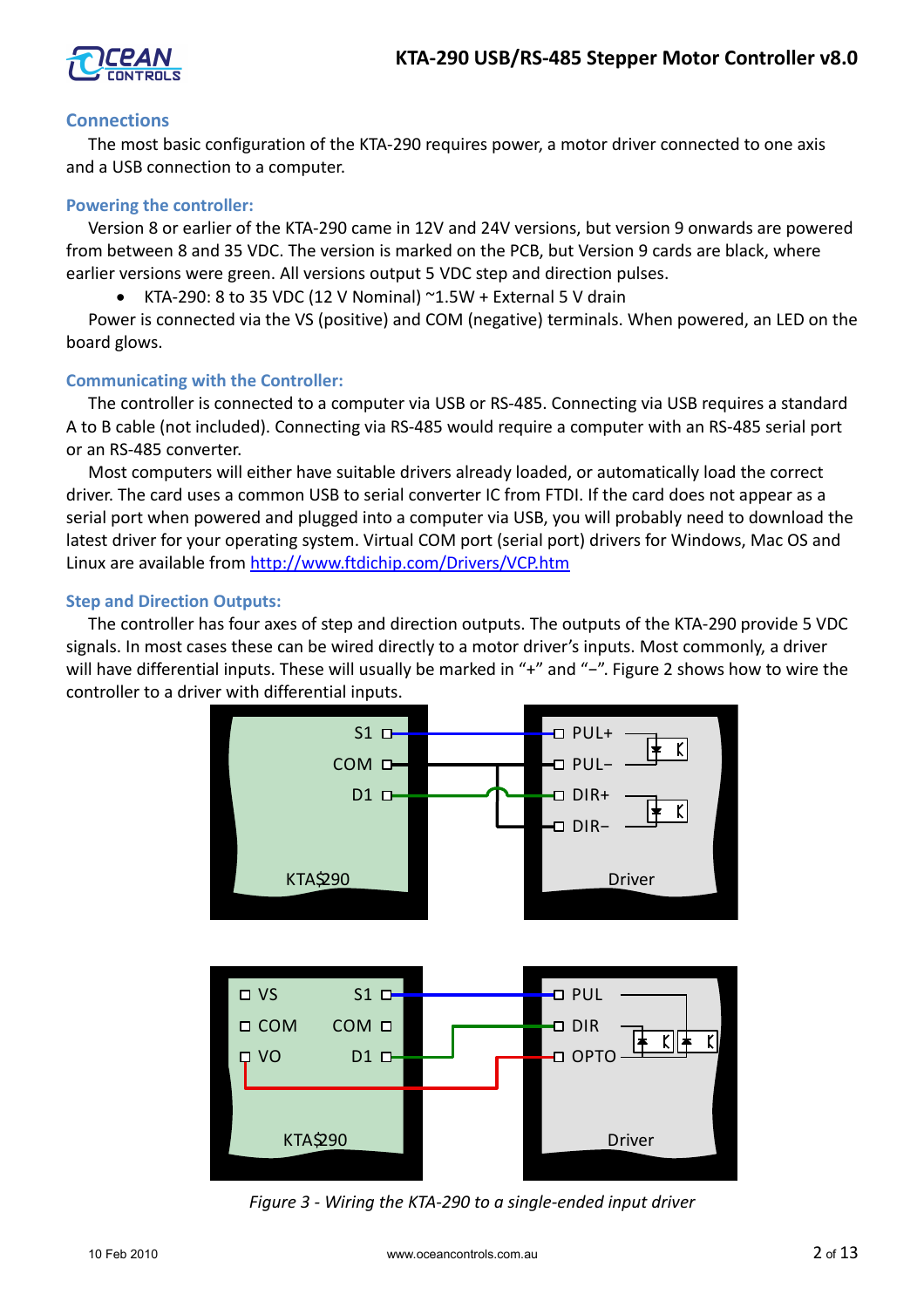## Connections

The most basic configuration of the KTA-290 requires power, a motor driver connected to one axis and a USB connection to a computer.

### Powering the controller:

Version 8 or earlier of the KTA-290 came in 12V and 24V versions, but version 9 onwards are powered from between 8 and 35 VDC. The version is marked on the PCB, but Version 9 cards are black, where earlier versions were green. All versions output 5 VDC step and direction pulses.

- KTA-290: 8 to 35 VDC (12 V Nominal) ~1.5W + External 5 V drain

Power is connected via the VS (positive) and COM (negative) terminals. When powered, an LED on the board glows.

### Communicating with the Controller:

The controller is connected to a computer via USB or RS-485. Connecting via USB requires a standard A to B cable (not included). Connecting via RS-485 would require a computer with an RS-485 serial port or an RS-485 converter.

Most computers will either have suitable drivers already loaded, or automatically load the correct driver. The card uses a common USB to serial converter IC from FTDI. If the card does not appear as a serial port when powered and plugged into a computer via USB, you will probably need to download the latest driver for your operating system. Virtual COM port (serial port) drivers for Windows, Mac OS and Linux are available from http://www.ftdichip.com/Drivers/VCP.htm

### Step and Direction Outputs:

The controller has four axes of step and direction outputs. The outputs of the KTA-290 provide 5 VDC signals. In most cases these can be wired directly to a motor driver's inputs. Most commonly, a driver will have differential inputs. These will usually be marked in "+" and "−". Figure 2 shows how to wire the controller to a driver with differential inputs.

*Figure 3 - Wiring the KTA-290 to a single-ended input driver*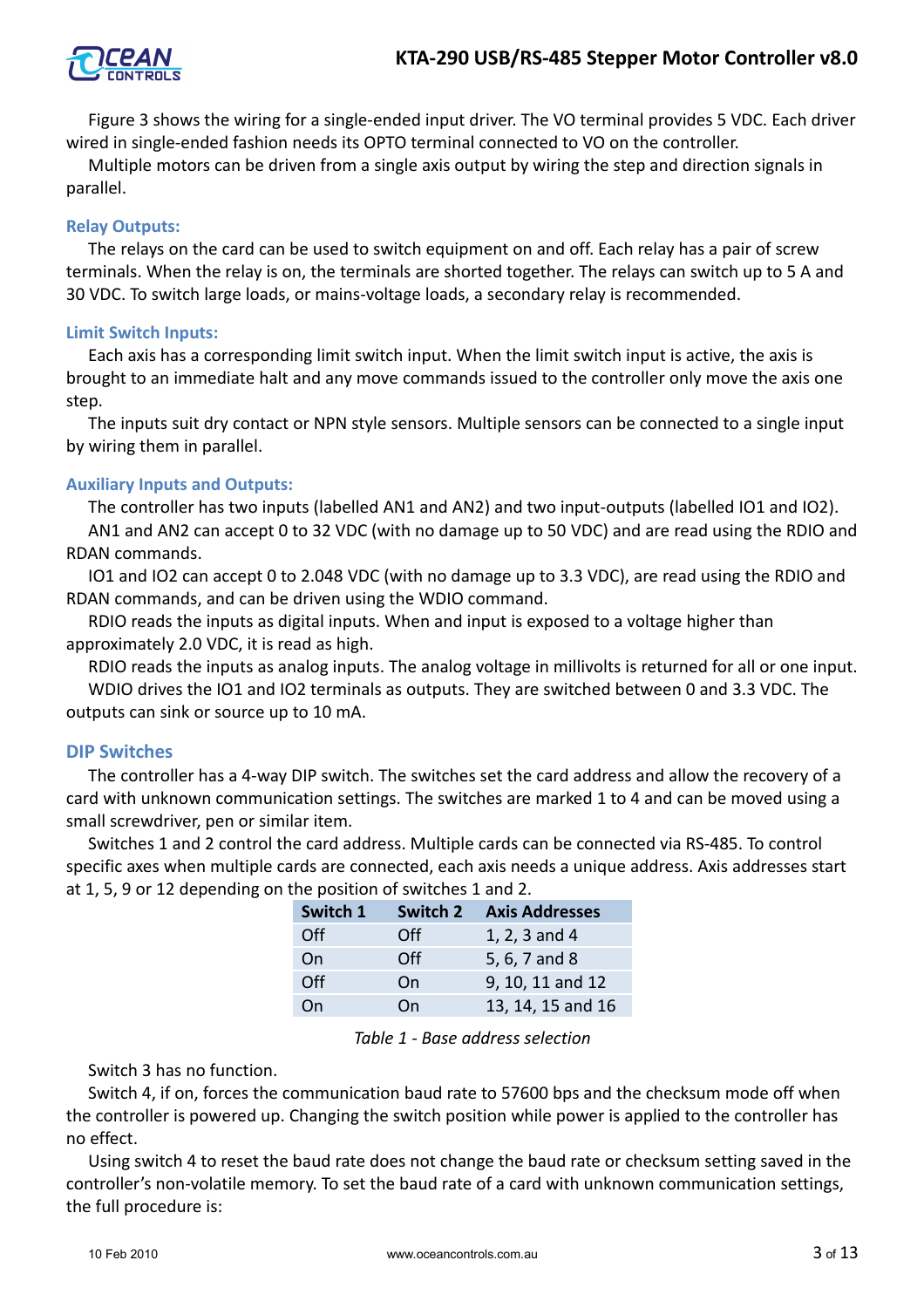Figure 3 shows the wiring for a single-ended input driver. The VO terminal provides 5 VDC. Each driver wired in single-ended fashion needs its OPTO terminal connected to VO on the controller.

Multiple motors can be driven from a single axis output by wiring the step and direction signals in parallel.

### Relay Outputs:

The relays on the card can be used to switch equipment on and off. Each relay has a pair of screw terminals. When the relay is on, the terminals are shorted together. The relays can switch up to 5 A and 30 VDC. To switch large loads, or mains-voltage loads, a secondary relay is recommended.

### Limit Switch Inputs:

Each axis has a corresponding limit switch input. When the limit switch input is active, the axis is brought to an immediate halt and any move commands issued to the controller only move the axis one step.

The inputs suit dry contact or NPN style sensors. Multiple sensors can be connected to a single input by wiring them in parallel.

### Auxiliary Inputs and Outputs:

The controller has two inputs (labelled AN1 and AN2) and two input-outputs (labelled IO1 and IO2).

AN1 and AN2 can accept 0 to 32 VDC (with no damage up to 50 VDC) and are read using the RDIO and RDAN commands.

IO1 and IO2 can accept 0 to 2.048 VDC (with no damage up to 3.3 VDC), are read using the RDIO and RDAN commands, and can be driven using the WDIO command.

RDIO reads the inputs as digital inputs. When and input is exposed to a voltage higher than approximately 2.0 VDC, it is read as high.

RDIO reads the inputs as analog inputs. The analog voltage in millivolts is returned for all or one input.

WDIO drives the IO1 and IO2 terminals as outputs. They are switched between 0 and 3.3 VDC. The outputs can sink or source up to 10 mA.

## DIP Switches

The controller has a 4-way DIP switch. The switches set the card address and allow the recovery of a card with unknown communication settings. The switches are marked 1 to 4 and can be moved using a small screwdriver, pen or similar item.

Switches 1 and 2 control the card address. Multiple cards can be connected via RS-485. To control specific axes when multiple cards are connected, each axis needs a unique address. Axis addresses start at 1, 5, 9 or 12 depending on the position of switches 1 and 2.

| Switch 1 | Switch 2 | Axis Addresses |
|---|---|---|
| Off | Off | 1, 2, 3 and 4 |
| On | Off | 5, 6, 7 and 8 |
| Off | On | 9, 10, 11 and 12 |
| On | On | 13, 14, 15 and 16 |

*Table 1 - Base address selection*

Switch 3 has no function.

Switch 4, if on, forces the communication baud rate to 57600 bps and the checksum mode off when the controller is powered up. Changing the switch position while power is applied to the controller has no effect.

Using switch 4 to reset the baud rate does not change the baud rate or checksum setting saved in the controller's non-volatile memory. To set the baud rate of a card with unknown communication settings, the full procedure is: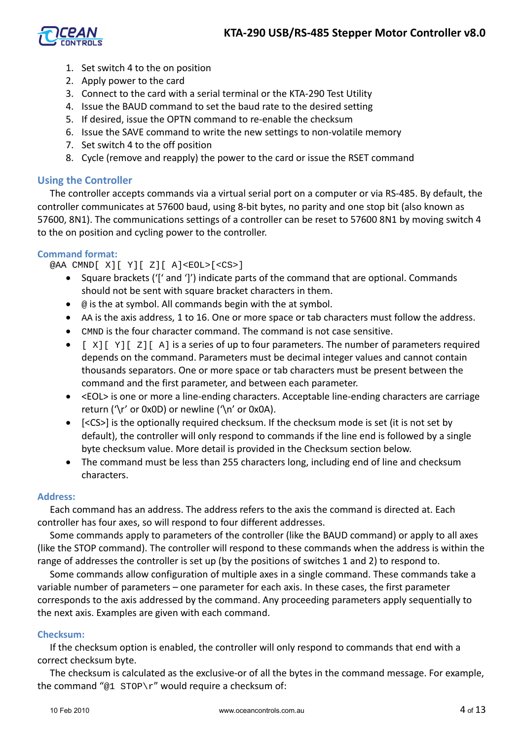1. Set switch 4 to the on position
2. Apply power to the card
3. Connect to the card with a serial terminal or the KTA-290 Test Utility
4. Issue the BAUD command to set the baud rate to the desired setting
5. If desired, issue the OPTN command to re-enable the checksum
6. Issue the SAVE command to write the new settings to non-volatile memory
7. Set switch 4 to the off position
8. Cycle (remove and reapply) the power to the card or issue the RSET command

## Using the Controller

The controller accepts commands via a virtual serial port on a computer or via RS-485. By default, the controller communicates at 57600 baud, using 8-bit bytes, no parity and one stop bit (also known as 57600, 8N1). The communications settings of a controller can be reset to 57600 8N1 by moving switch 4 to the on position and cycling power to the controller.

### Command format:

`@AA CMND[ X][ Y][ Z][ A]<EOL>[<CS>]`

- Square brackets ('[' and ']') indicate parts of the command that are optional. Commands should not be sent with square bracket characters in them.
- `@` is the at symbol. All commands begin with the at symbol.
- `AA` is the axis address, 1 to 16. One or more space or tab characters must follow the address.
- `CMND` is the four character command. The command is not case sensitive.
- `[ X][ Y][ Z][ A]` is a series of up to four parameters. The number of parameters required depends on the command. Parameters must be decimal integer values and cannot contain thousands separators. One or more space or tab characters must be present between the command and the first parameter, and between each parameter.
- <EOL> is one or more a line-ending characters. Acceptable line-ending characters are carriage return ('\r' or 0x0D) or newline ('\n' or 0x0A).
- [<CS>] is the optionally required checksum. If the checksum mode is set (it is not set by default), the controller will only respond to commands if the line end is followed by a single byte checksum value. More detail is provided in the Checksum section below.
- The command must be less than 255 characters long, including end of line and checksum characters.

### Address:

Each command has an address. The address refers to the axis the command is directed at. Each controller has four axes, so will respond to four different addresses.

Some commands apply to parameters of the controller (like the BAUD command) or apply to all axes (like the STOP command). The controller will respond to these commands when the address is within the range of addresses the controller is set up (by the positions of switches 1 and 2) to respond to.

Some commands allow configuration of multiple axes in a single command. These commands take a variable number of parameters – one parameter for each axis. In these cases, the first parameter corresponds to the axis addressed by the command. Any proceeding parameters apply sequentially to the next axis. Examples are given with each command.

### Checksum:

If the checksum option is enabled, the controller will only respond to commands that end with a correct checksum byte.

The checksum is calculated as the exclusive-or of all the bytes in the command message. For example, the command "`@1 STOP\r`" would require a checksum of: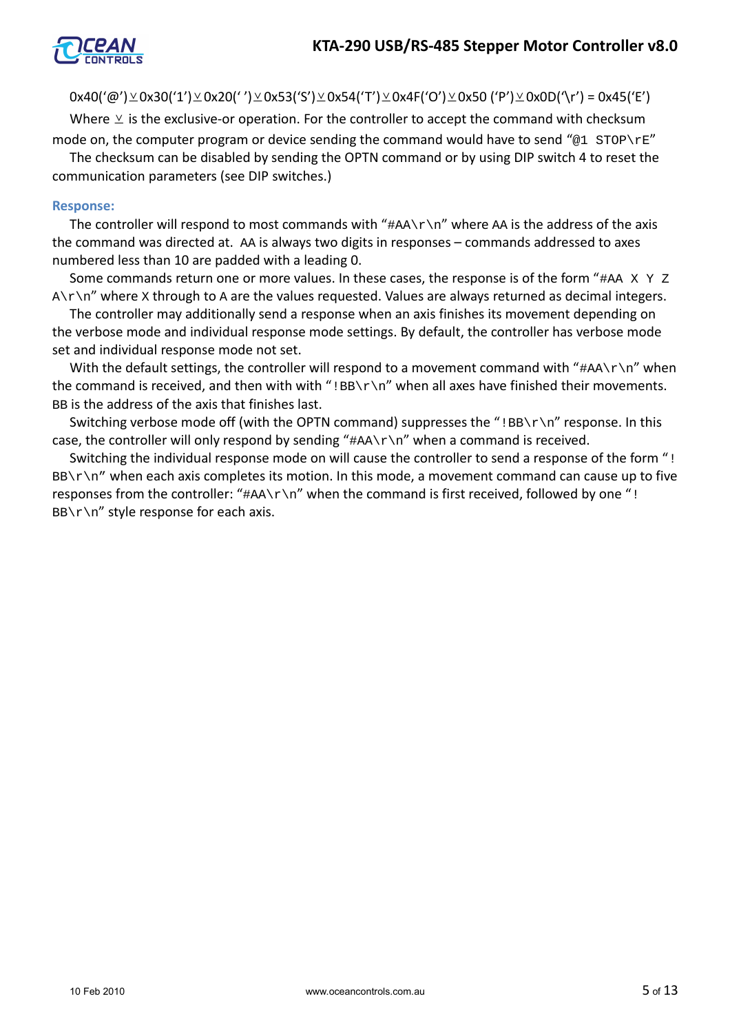0x40('@')⊻0x30('1')⊻0x20(' ')⊻0x53('S')⊻0x54('T')⊻0x4F('O')⊻0x50 ('P')⊻0x0D('\r') = 0x45('E')

Where ⊻ is the exclusive-or operation. For the controller to accept the command with checksum mode on, the computer program or device sending the command would have to send "`@1 STOP\rE`"

The checksum can be disabled by sending the OPTN command or by using DIP switch 4 to reset the communication parameters (see DIP switches.)

### Response:

The controller will respond to most commands with "`#AA\r\n`" where AA is the address of the axis the command was directed at. AA is always two digits in responses – commands addressed to axes numbered less than 10 are padded with a leading 0.

Some commands return one or more values. In these cases, the response is of the form "`#AA X Y Z A\r\n`" where X through to A are the values requested. Values are always returned as decimal integers.

The controller may additionally send a response when an axis finishes its movement depending on the verbose mode and individual response mode settings. By default, the controller has verbose mode set and individual response mode not set.

With the default settings, the controller will respond to a movement command with "`#AA\r\n`" when the command is received, and then with with "`!BB\r\n`" when all axes have finished their movements. BB is the address of the axis that finishes last.

Switching verbose mode off (with the OPTN command) suppresses the "`!BB\r\n`" response. In this case, the controller will only respond by sending "`#AA\r\n`" when a command is received.

Switching the individual response mode on will cause the controller to send a response of the form "`!BB\r\n`" when each axis completes its motion. In this mode, a movement command can cause up to five responses from the controller: "`#AA\r\n`" when the command is first received, followed by one "`!BB\r\n`" style response for each axis.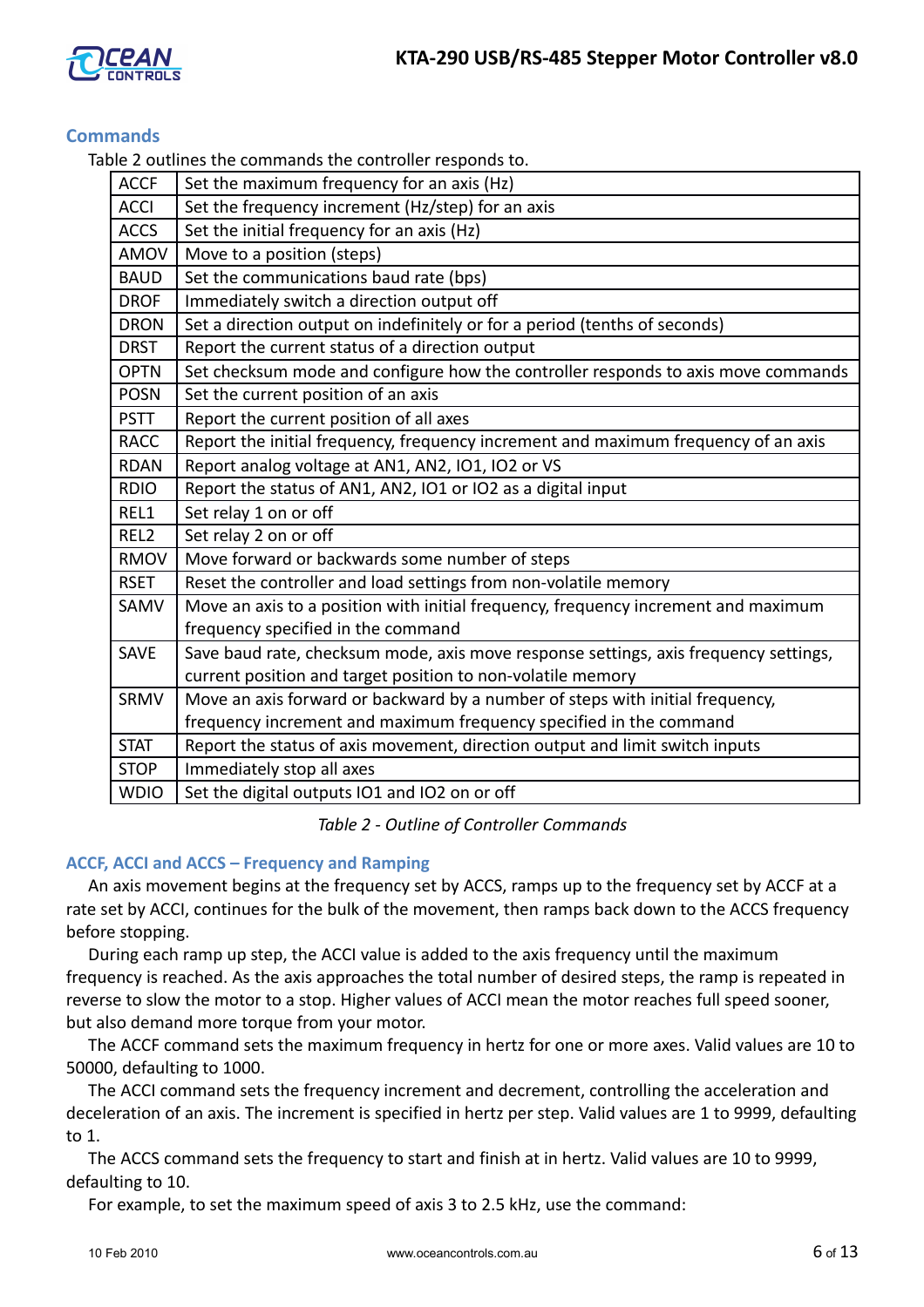## Commands

Table 2 outlines the commands the controller responds to.

| | |
|---|---|
| ACCF | Set the maximum frequency for an axis (Hz) |
| ACCI | Set the frequency increment (Hz/step) for an axis |
| ACCS | Set the initial frequency for an axis (Hz) |
| AMOV | Move to a position (steps) |
| BAUD | Set the communications baud rate (bps) |
| DROF | Immediately switch a direction output off |
| DRON | Set a direction output on indefinitely or for a period (tenths of seconds) |
| DRST | Report the current status of a direction output |
| OPTN | Set checksum mode and configure how the controller responds to axis move commands |
| POSN | Set the current position of an axis |
| PSTT | Report the current position of all axes |
| RACC | Report the initial frequency, frequency increment and maximum frequency of an axis |
| RDAN | Report analog voltage at AN1, AN2, IO1, IO2 or VS |
| RDIO | Report the status of AN1, AN2, IO1 or IO2 as a digital input |
| REL1 | Set relay 1 on or off |
| REL2 | Set relay 2 on or off |
| RMOV | Move forward or backwards some number of steps |
| RSET | Reset the controller and load settings from non-volatile memory |
| SAMV | Move an axis to a position with initial frequency, frequency increment and maximum frequency specified in the command |
| SAVE | Save baud rate, checksum mode, axis move response settings, axis frequency settings, current position and target position to non-volatile memory |
| SRMV | Move an axis forward or backward by a number of steps with initial frequency, frequency increment and maximum frequency specified in the command |
| STAT | Report the status of axis movement, direction output and limit switch inputs |
| STOP | Immediately stop all axes |
| WDIO | Set the digital outputs IO1 and IO2 on or off |

*Table 2 - Outline of Controller Commands*

### ACCF, ACCI and ACCS – Frequency and Ramping

An axis movement begins at the frequency set by ACCS, ramps up to the frequency set by ACCF at a rate set by ACCI, continues for the bulk of the movement, then ramps back down to the ACCS frequency before stopping.

During each ramp up step, the ACCI value is added to the axis frequency until the maximum frequency is reached. As the axis approaches the total number of desired steps, the ramp is repeated in reverse to slow the motor to a stop. Higher values of ACCI mean the motor reaches full speed sooner, but also demand more torque from your motor.

The ACCF command sets the maximum frequency in hertz for one or more axes. Valid values are 10 to 50000, defaulting to 1000.

The ACCI command sets the frequency increment and decrement, controlling the acceleration and deceleration of an axis. The increment is specified in hertz per step. Valid values are 1 to 9999, defaulting to 1.

The ACCS command sets the frequency to start and finish at in hertz. Valid values are 10 to 9999, defaulting to 10.

For example, to set the maximum speed of axis 3 to 2.5 kHz, use the command: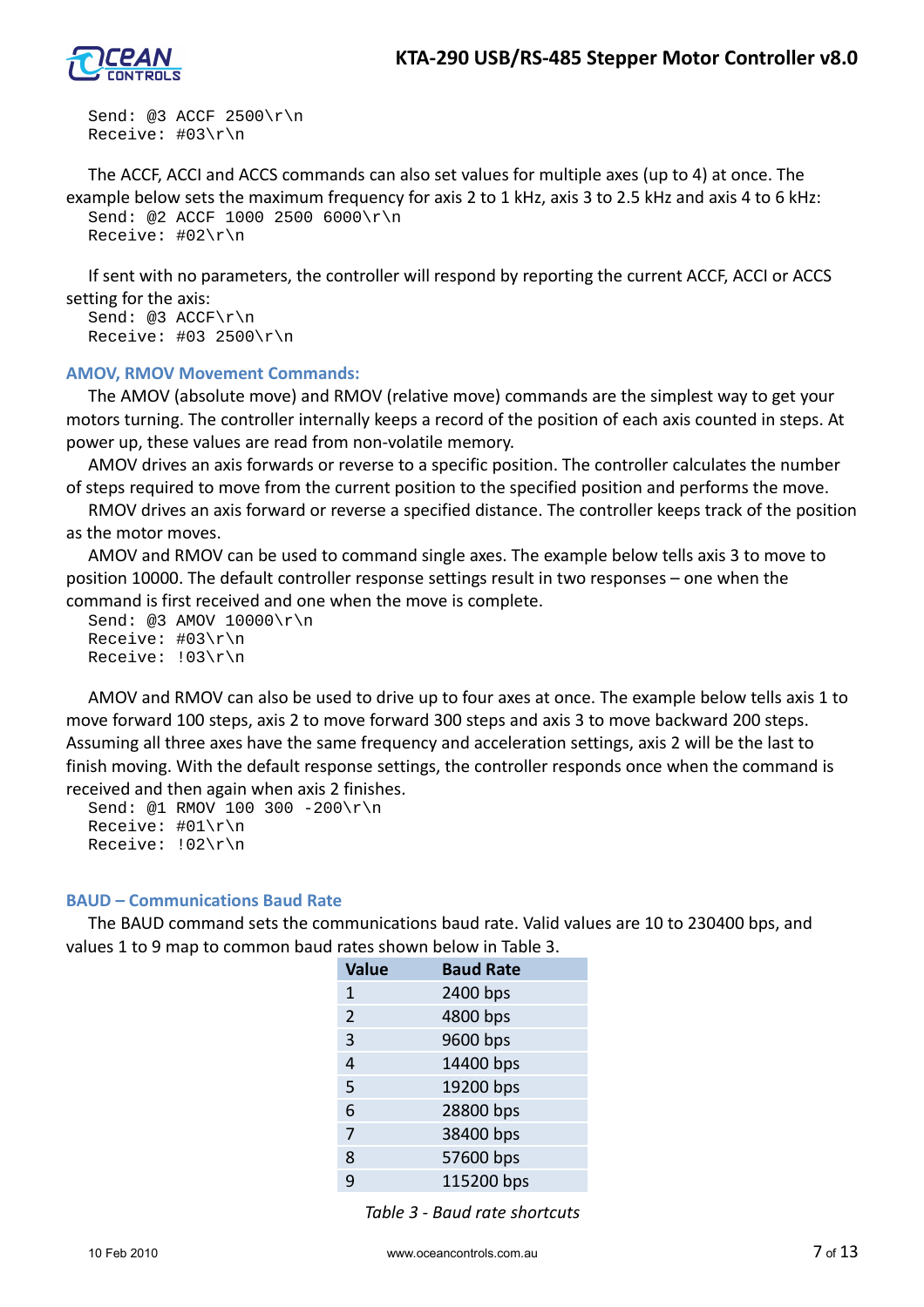```
Send: @3 ACCF 2500\r\n
Receive: #03\r\n
```

The ACCF, ACCI and ACCS commands can also set values for multiple axes (up to 4) at once. The example below sets the maximum frequency for axis 2 to 1 kHz, axis 3 to 2.5 kHz and axis 4 to 6 kHz:

```
Send: @2 ACCF 1000 2500 6000\r\n
Receive: #02\r\n
```

If sent with no parameters, the controller will respond by reporting the current ACCF, ACCI or ACCS setting for the axis:

```
Send: @3 ACCF\r\n
Receive: #03 2500\r\n
```

### AMOV, RMOV Movement Commands:

The AMOV (absolute move) and RMOV (relative move) commands are the simplest way to get your motors turning. The controller internally keeps a record of the position of each axis counted in steps. At power up, these values are read from non-volatile memory.

AMOV drives an axis forwards or reverse to a specific position. The controller calculates the number of steps required to move from the current position to the specified position and performs the move.

RMOV drives an axis forward or reverse a specified distance. The controller keeps track of the position as the motor moves.

AMOV and RMOV can be used to command single axes. The example below tells axis 3 to move to position 10000. The default controller response settings result in two responses – one when the command is first received and one when the move is complete.

```
Send: @3 AMOV 10000\r\n
Receive: #03\r\n
Receive: !03\r\n
```

AMOV and RMOV can also be used to drive up to four axes at once. The example below tells axis 1 to move forward 100 steps, axis 2 to move forward 300 steps and axis 3 to move backward 200 steps. Assuming all three axes have the same frequency and acceleration settings, axis 2 will be the last to finish moving. With the default response settings, the controller responds once when the command is received and then again when axis 2 finishes.

```
Send: @1 RMOV 100 300 -200\r\n
Receive: #01\r\n
Receive: !02\r\n
```

### BAUD – Communications Baud Rate

The BAUD command sets the communications baud rate. Valid values are 10 to 230400 bps, and values 1 to 9 map to common baud rates shown below in Table 3.

| Value | Baud Rate |
|---|---|
| 1 | 2400 bps |
| 2 | 4800 bps |
| 3 | 9600 bps |
| 4 | 14400 bps |
| 5 | 19200 bps |
| 6 | 28800 bps |
| 7 | 38400 bps |
| 8 | 57600 bps |
| 9 | 115200 bps |

*Table 3 - Baud rate shortcuts*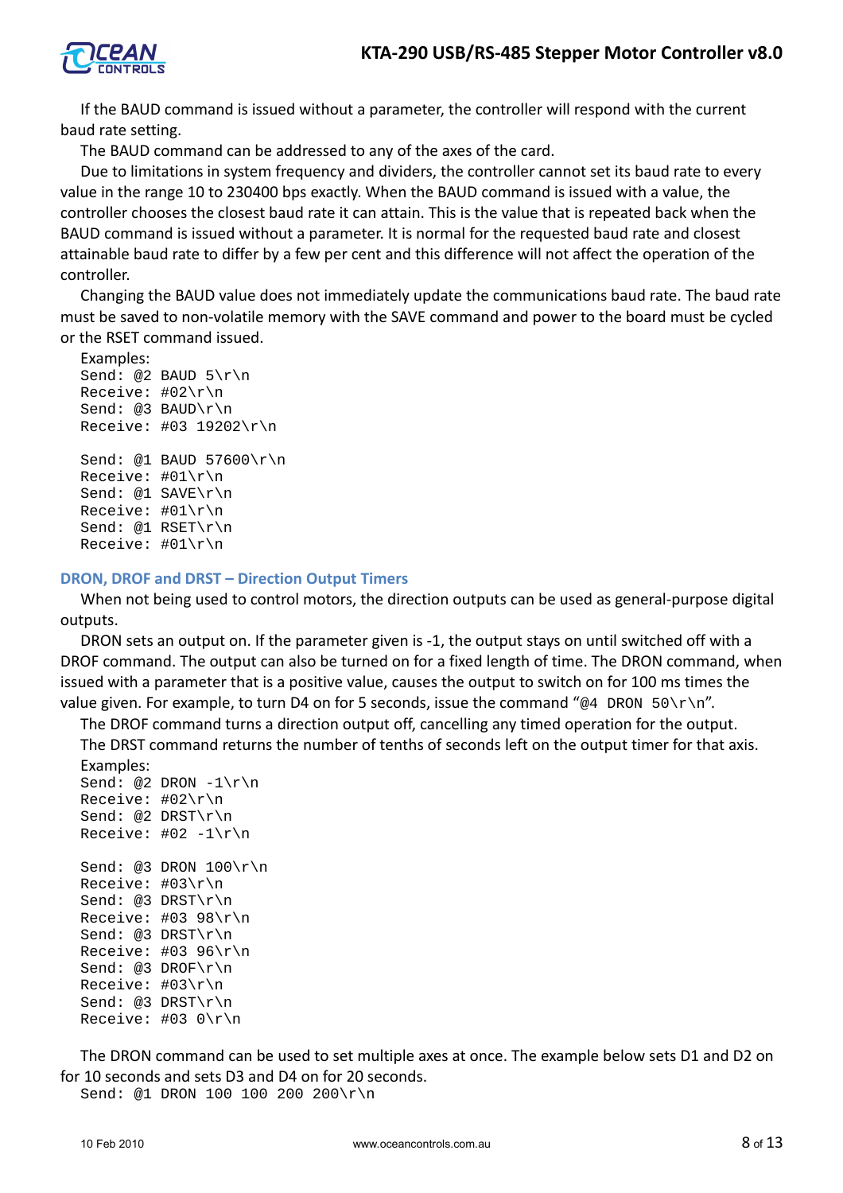If the BAUD command is issued without a parameter, the controller will respond with the current baud rate setting.

The BAUD command can be addressed to any of the axes of the card.

Due to limitations in system frequency and dividers, the controller cannot set its baud rate to every value in the range 10 to 230400 bps exactly. When the BAUD command is issued with a value, the controller chooses the closest baud rate it can attain. This is the value that is repeated back when the BAUD command is issued without a parameter. It is normal for the requested baud rate and closest attainable baud rate to differ by a few per cent and this difference will not affect the operation of the controller.

Changing the BAUD value does not immediately update the communications baud rate. The baud rate must be saved to non-volatile memory with the SAVE command and power to the board must be cycled or the RSET command issued.

Examples:

```
Send: @2 BAUD 5\r\n
Receive: #02\r\n
Send: @3 BAUD\r\n
Receive: #03 19202\r\n

Send: @1 BAUD 57600\r\n
Receive: #01\r\n
Send: @1 SAVE\r\n
Receive: #01\r\n
Send: @1 RSET\r\n
Receive: #01\r\n
```

### DRON, DROF and DRST – Direction Output Timers

When not being used to control motors, the direction outputs can be used as general-purpose digital outputs.

DRON sets an output on. If the parameter given is -1, the output stays on until switched off with a DROF command. The output can also be turned on for a fixed length of time. The DRON command, when issued with a parameter that is a positive value, causes the output to switch on for 100 ms times the value given. For example, to turn D4 on for 5 seconds, issue the command "`@4 DRON 50\r\n`".

The DROF command turns a direction output off, cancelling any timed operation for the output.

The DRST command returns the number of tenths of seconds left on the output timer for that axis.

Examples:

```
Send: @2 DRON -1\r\n
Receive: #02\r\n
Send: @2 DRST\r\n
Receive: #02 -1\r\n

Send: @3 DRON 100\r\n
Receive: #03\r\n
Send: @3 DRST\r\n
Receive: #03 98\r\n
Send: @3 DRST\r\n
Receive: #03 96\r\n
Send: @3 DROF\r\n
Receive: #03\r\n
Send: @3 DRST\r\n
Receive: #03 0\r\n
```

The DRON command can be used to set multiple axes at once. The example below sets D1 and D2 on for 10 seconds and sets D3 and D4 on for 20 seconds.

```
Send: @1 DRON 100 100 200 200\r\n
```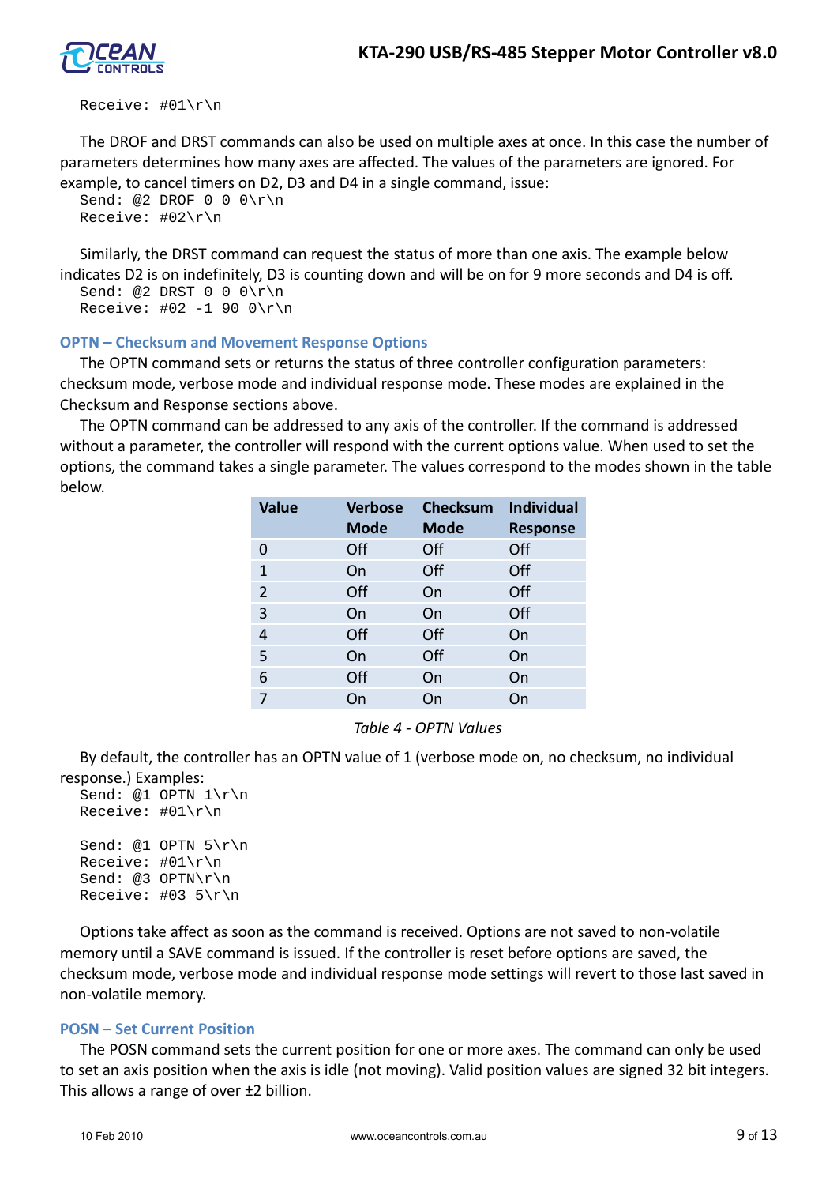```
Receive: #01\r\n
```

The DROF and DRST commands can also be used on multiple axes at once. In this case the number of parameters determines how many axes are affected. The values of the parameters are ignored. For example, to cancel timers on D2, D3 and D4 in a single command, issue:

```
Send: @2 DROF 0 0 0\r\n
Receive: #02\r\n
```

Similarly, the DRST command can request the status of more than one axis. The example below indicates D2 is on indefinitely, D3 is counting down and will be on for 9 more seconds and D4 is off.

```
Send: @2 DRST 0 0 0\r\n
Receive: #02 -1 90 0\r\n
```

### OPTN – Checksum and Movement Response Options

The OPTN command sets or returns the status of three controller configuration parameters: checksum mode, verbose mode and individual response mode. These modes are explained in the Checksum and Response sections above.

The OPTN command can be addressed to any axis of the controller. If the command is addressed without a parameter, the controller will respond with the current options value. When used to set the options, the command takes a single parameter. The values correspond to the modes shown in the table below.

| Value | Verbose Mode | Checksum Mode | Individual Response |
|---|---|---|---|
| 0 | Off | Off | Off |
| 1 | On | Off | Off |
| 2 | Off | On | Off |
| 3 | On | On | Off |
| 4 | Off | Off | On |
| 5 | On | Off | On |
| 6 | Off | On | On |
| 7 | On | On | On |

*Table 4 - OPTN Values*

By default, the controller has an OPTN value of 1 (verbose mode on, no checksum, no individual response.) Examples:

```
Send: @1 OPTN 1\r\n
Receive: #01\r\n

Send: @1 OPTN 5\r\n
Receive: #01\r\n
Send: @3 OPTN\r\n
Receive: #03 5\r\n
```

Options take affect as soon as the command is received. Options are not saved to non-volatile memory until a SAVE command is issued. If the controller is reset before options are saved, the checksum mode, verbose mode and individual response mode settings will revert to those last saved in non-volatile memory.

### POSN – Set Current Position

The POSN command sets the current position for one or more axes. The command can only be used to set an axis position when the axis is idle (not moving). Valid position values are signed 32 bit integers. This allows a range of over ±2 billion.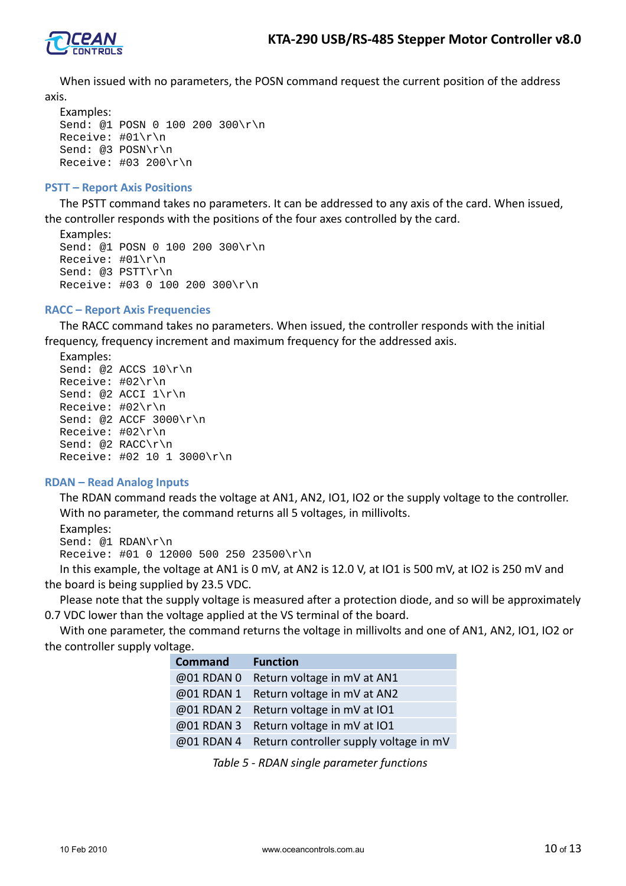When issued with no parameters, the POSN command request the current position of the address axis.

Examples:
```
Send: @1 POSN 0 100 200 300\r\n
Receive: #01\r\n
Send: @3 POSN\r\n
Receive: #03 200\r\n
```

### PSTT – Report Axis Positions

The PSTT command takes no parameters. It can be addressed to any axis of the card. When issued, the controller responds with the positions of the four axes controlled by the card.

Examples:
```
Send: @1 POSN 0 100 200 300\r\n
Receive: #01\r\n
Send: @3 PSTT\r\n
Receive: #03 0 100 200 300\r\n
```

### RACC – Report Axis Frequencies

The RACC command takes no parameters. When issued, the controller responds with the initial frequency, frequency increment and maximum frequency for the addressed axis.

Examples:
```
Send: @2 ACCS 10\r\n
Receive: #02\r\n
Send: @2 ACCI 1\r\n
Receive: #02\r\n
Send: @2 ACCF 3000\r\n
Receive: #02\r\n
Send: @2 RACC\r\n
Receive: #02 10 1 3000\r\n
```

### RDAN – Read Analog Inputs

The RDAN command reads the voltage at AN1, AN2, IO1, IO2 or the supply voltage to the controller. With no parameter, the command returns all 5 voltages, in millivolts.

Examples:
```
Send: @1 RDAN\r\n
Receive: #01 0 12000 500 250 23500\r\n
```

In this example, the voltage at AN1 is 0 mV, at AN2 is 12.0 V, at IO1 is 500 mV, at IO2 is 250 mV and the board is being supplied by 23.5 VDC.

Please note that the supply voltage is measured after a protection diode, and so will be approximately 0.7 VDC lower than the supply voltage applied at the VS terminal of the board.

With one parameter, the command returns the voltage in millivolts and one of AN1, AN2, IO1, IO2 or the controller supply voltage.

| Command | Function |
|---|---|
| @01 RDAN 0 | Return voltage in mV at AN1 |
| @01 RDAN 1 | Return voltage in mV at AN2 |
| @01 RDAN 2 | Return voltage in mV at IO1 |
| @01 RDAN 3 | Return voltage in mV at IO1 |
| @01 RDAN 4 | Return controller supply voltage in mV |

*Table 5 - RDAN single parameter functions*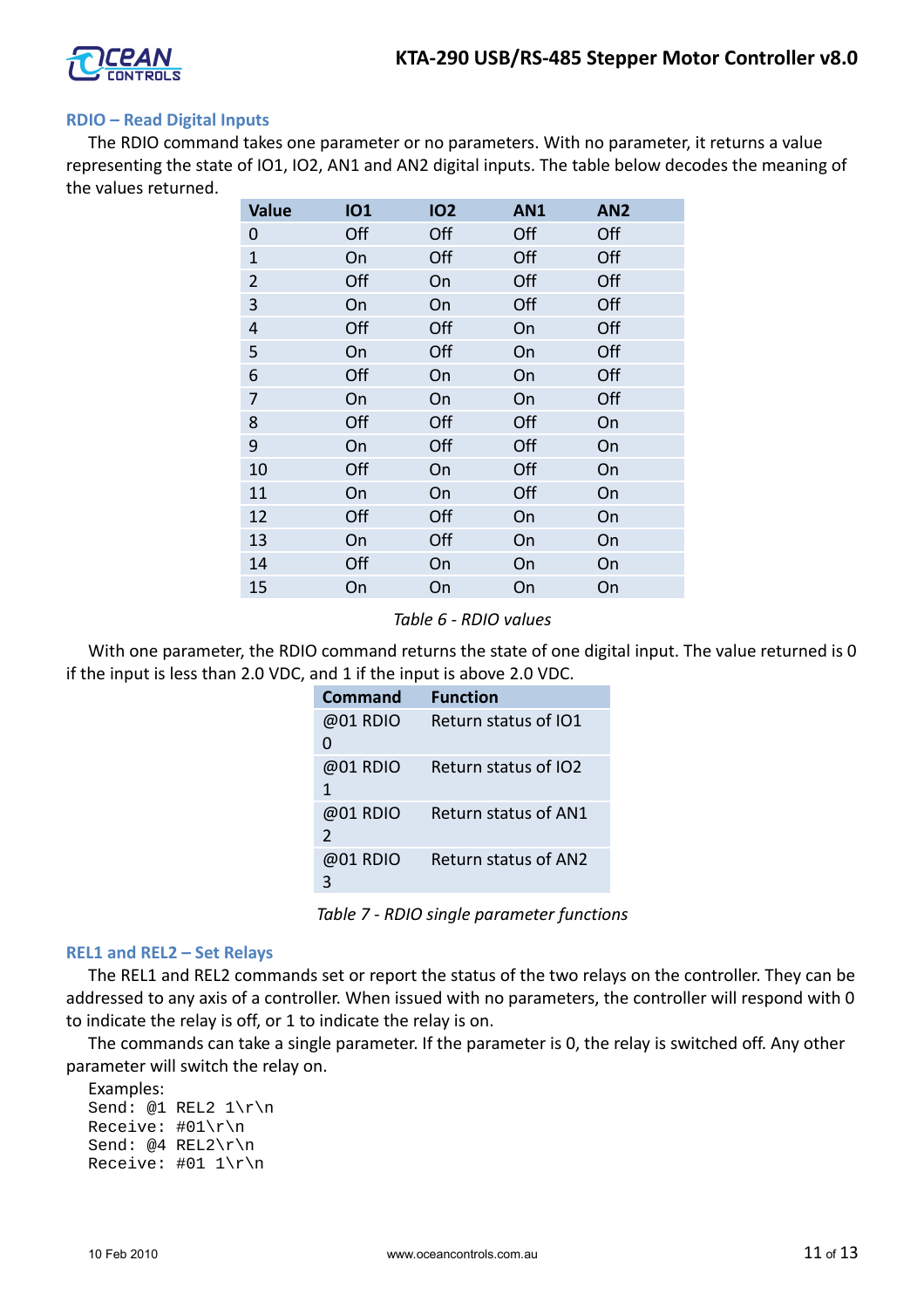### RDIO – Read Digital Inputs

The RDIO command takes one parameter or no parameters. With no parameter, it returns a value representing the state of IO1, IO2, AN1 and AN2 digital inputs. The table below decodes the meaning of the values returned.

| Value | IO1 | IO2 | AN1 | AN2 |
|---|---|---|---|---|
| 0 | Off | Off | Off | Off |
| 1 | On | Off | Off | Off |
| 2 | Off | On | Off | Off |
| 3 | On | On | Off | Off |
| 4 | Off | Off | On | Off |
| 5 | On | Off | On | Off |
| 6 | Off | On | On | Off |
| 7 | On | On | On | Off |
| 8 | Off | Off | Off | On |
| 9 | On | Off | Off | On |
| 10 | Off | On | Off | On |
| 11 | On | On | Off | On |
| 12 | Off | Off | On | On |
| 13 | On | Off | On | On |
| 14 | Off | On | On | On |
| 15 | On | On | On | On |

*Table 6 - RDIO values*

With one parameter, the RDIO command returns the state of one digital input. The value returned is 0 if the input is less than 2.0 VDC, and 1 if the input is above 2.0 VDC.

| Command | Function |
|---|---|
| @01 RDIO 0 | Return status of IO1 |
| @01 RDIO 1 | Return status of IO2 |
| @01 RDIO 2 | Return status of AN1 |
| @01 RDIO 3 | Return status of AN2 |

*Table 7 - RDIO single parameter functions*

### REL1 and REL2 – Set Relays

The REL1 and REL2 commands set or report the status of the two relays on the controller. They can be addressed to any axis of a controller. When issued with no parameters, the controller will respond with 0 to indicate the relay is off, or 1 to indicate the relay is on.

The commands can take a single parameter. If the parameter is 0, the relay is switched off. Any other parameter will switch the relay on.

Examples:

```
Send: @1 REL2 1\r\n
Receive: #01\r\n
Send: @4 REL2\r\n
Receive: #01 1\r\n
```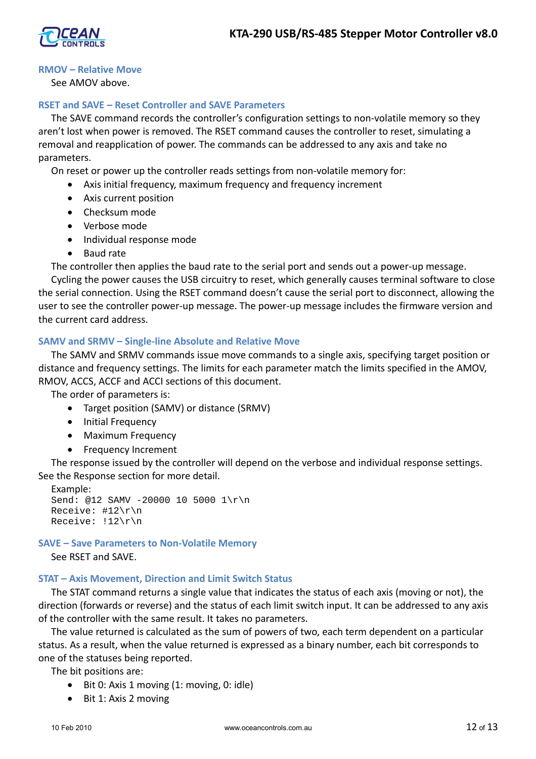### RMOV – Relative Move

See AMOV above.

### RSET and SAVE – Reset Controller and SAVE Parameters

The SAVE command records the controller's configuration settings to non-volatile memory so they aren't lost when power is removed. The RSET command causes the controller to reset, simulating a removal and reapplication of power. The commands can be addressed to any axis and take no parameters.

On reset or power up the controller reads settings from non-volatile memory for:

- Axis initial frequency, maximum frequency and frequency increment
- Axis current position
- Checksum mode
- Verbose mode
- Individual response mode
- Baud rate

The controller then applies the baud rate to the serial port and sends out a power-up message.

Cycling the power causes the USB circuitry to reset, which generally causes terminal software to close the serial connection. Using the RSET command doesn't cause the serial port to disconnect, allowing the user to see the controller power-up message. The power-up message includes the firmware version and the current card address.

### SAMV and SRMV – Single-line Absolute and Relative Move

The SAMV and SRMV commands issue move commands to a single axis, specifying target position or distance and frequency settings. The limits for each parameter match the limits specified in the AMOV, RMOV, ACCS, ACCF and ACCI sections of this document.

The order of parameters is:

- Target position (SAMV) or distance (SRMV)
- Initial Frequency
- Maximum Frequency
- Frequency Increment

The response issued by the controller will depend on the verbose and individual response settings. See the Response section for more detail.

Example:

```
Send: @12 SAMV -20000 10 5000 1\r\n
Receive: #12\r\n
Receive: !12\r\n
```

### SAVE – Save Parameters to Non-Volatile Memory

See RSET and SAVE.

### STAT – Axis Movement, Direction and Limit Switch Status

The STAT command returns a single value that indicates the status of each axis (moving or not), the direction (forwards or reverse) and the status of each limit switch input. It can be addressed to any axis of the controller with the same result. It takes no parameters.

The value returned is calculated as the sum of powers of two, each term dependent on a particular status. As a result, when the value returned is expressed as a binary number, each bit corresponds to one of the statuses being reported.

The bit positions are:

- Bit 0: Axis 1 moving (1: moving, 0: idle)
- Bit 1: Axis 2 moving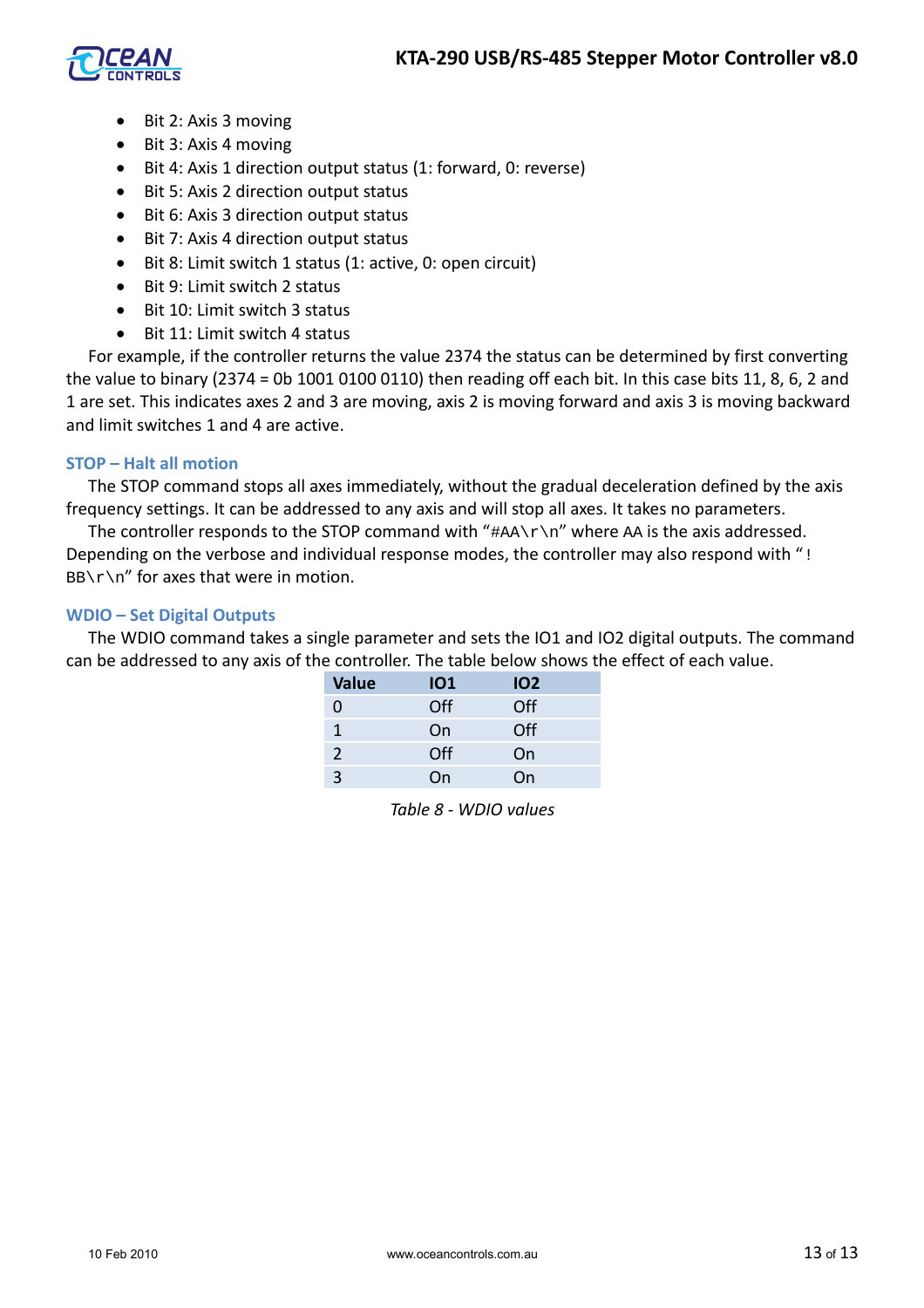- Bit 2: Axis 3 moving
- Bit 3: Axis 4 moving
- Bit 4: Axis 1 direction output status (1: forward, 0: reverse)
- Bit 5: Axis 2 direction output status
- Bit 6: Axis 3 direction output status
- Bit 7: Axis 4 direction output status
- Bit 8: Limit switch 1 status (1: active, 0: open circuit)
- Bit 9: Limit switch 2 status
- Bit 10: Limit switch 3 status
- Bit 11: Limit switch 4 status

For example, if the controller returns the value 2374 the status can be determined by first converting the value to binary (2374 = 0b 1001 0100 0110) then reading off each bit. In this case bits 11, 8, 6, 2 and 1 are set. This indicates axes 2 and 3 are moving, axis 2 is moving forward and axis 3 is moving backward and limit switches 1 and 4 are active.

### STOP – Halt all motion

The STOP command stops all axes immediately, without the gradual deceleration defined by the axis frequency settings. It can be addressed to any axis and will stop all axes. It takes no parameters.

The controller responds to the STOP command with "`#AA\r\n`" where AA is the axis addressed. Depending on the verbose and individual response modes, the controller may also respond with "`!BB\r\n`" for axes that were in motion.

### WDIO – Set Digital Outputs

The WDIO command takes a single parameter and sets the IO1 and IO2 digital outputs. The command can be addressed to any axis of the controller. The table below shows the effect of each value.

| Value | IO1 | IO2 |
|---|---|---|
| 0 | Off | Off |
| 1 | On | Off |
| 2 | Off | On |
| 3 | On | On |

*Table 8 - WDIO values*